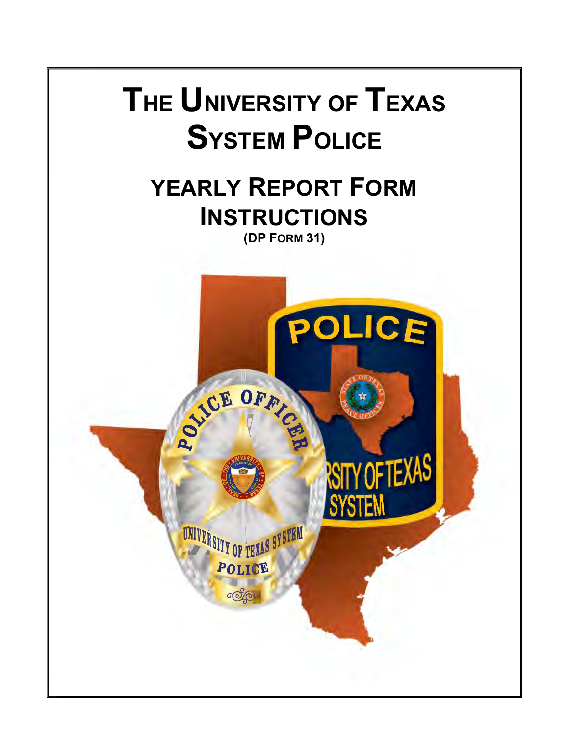# The University of Texas System Police

## Yearly Report Form Instructions

**(DP Form 31)**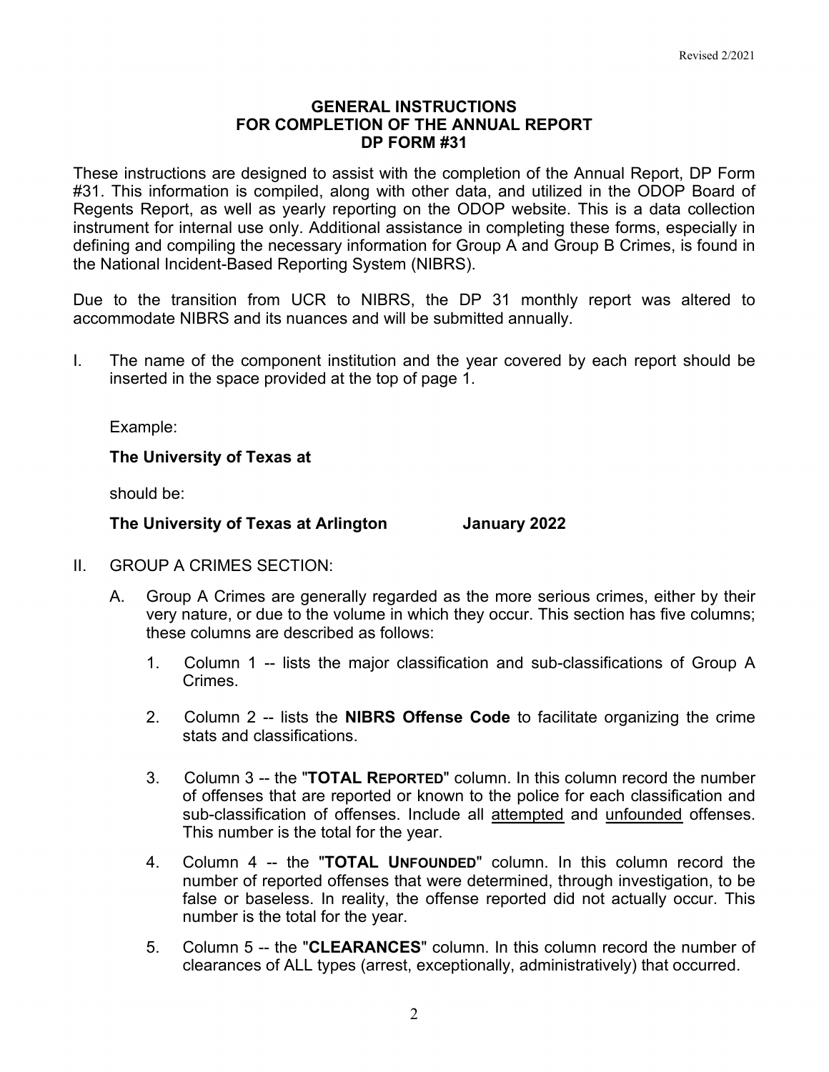## GENERAL INSTRUCTIONS
## FOR COMPLETION OF THE ANNUAL REPORT
## DP FORM #31

These instructions are designed to assist with the completion of the Annual Report, DP Form #31. This information is compiled, along with other data, and utilized in the ODOP Board of Regents Report, as well as yearly reporting on the ODOP website. This is a data collection instrument for internal use only. Additional assistance in completing these forms, especially in defining and compiling the necessary information for Group A and Group B Crimes, is found in the National Incident-Based Reporting System (NIBRS).

Due to the transition from UCR to NIBRS, the DP 31 monthly report was altered to accommodate NIBRS and its nuances and will be submitted annually.

I. The name of the component institution and the year covered by each report should be inserted in the space provided at the top of page 1.

   Example:

   **The University of Texas at**

   should be:

   **The University of Texas at Arlington January 2022**

II. GROUP A CRIMES SECTION:

   A. Group A Crimes are generally regarded as the more serious crimes, either by their very nature, or due to the volume in which they occur. This section has five columns; these columns are described as follows:

      1. Column 1 -- lists the major classification and sub-classifications of Group A Crimes.

      2. Column 2 -- lists the **NIBRS Offense Code** to facilitate organizing the crime stats and classifications.

      3. Column 3 -- the "**TOTAL REPORTED**" column. In this column record the number of offenses that are reported or known to the police for each classification and sub-classification of offenses. Include all attempted and unfounded offenses. This number is the total for the year.

      4. Column 4 -- the "**TOTAL UNFOUNDED**" column. In this column record the number of reported offenses that were determined, through investigation, to be false or baseless. In reality, the offense reported did not actually occur. This number is the total for the year.

      5. Column 5 -- the "**CLEARANCES**" column. In this column record the number of clearances of ALL types (arrest, exceptionally, administratively) that occurred.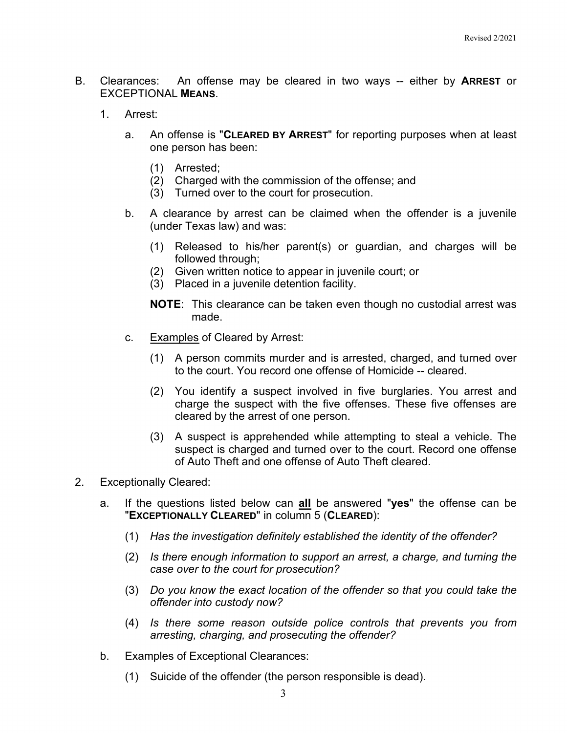B. Clearances: An offense may be cleared in two ways -- either by **ARREST** or EXCEPTIONAL **MEANS**.

1. Arrest:

   a. An offense is "**CLEARED BY ARREST**" for reporting purposes when at least one person has been:

      (1) Arrested;
      (2) Charged with the commission of the offense; and
      (3) Turned over to the court for prosecution.

   b. A clearance by arrest can be claimed when the offender is a juvenile (under Texas law) and was:

      (1) Released to his/her parent(s) or guardian, and charges will be followed through;
      (2) Given written notice to appear in juvenile court; or
      (3) Placed in a juvenile detention facility.

      **NOTE**: This clearance can be taken even though no custodial arrest was made.

   c. Examples of Cleared by Arrest:

      (1) A person commits murder and is arrested, charged, and turned over to the court. You record one offense of Homicide -- cleared.

      (2) You identify a suspect involved in five burglaries. You arrest and charge the suspect with the five offenses. These five offenses are cleared by the arrest of one person.

      (3) A suspect is apprehended while attempting to steal a vehicle. The suspect is charged and turned over to the court. Record one offense of Auto Theft and one offense of Auto Theft cleared.

2. Exceptionally Cleared:

   a. If the questions listed below can **all** be answered "**yes**" the offense can be "**EXCEPTIONALLY CLEARED**" in column 5 (**CLEARED**):

      (1) *Has the investigation definitely established the identity of the offender?*

      (2) *Is there enough information to support an arrest, a charge, and turning the case over to the court for prosecution?*

      (3) *Do you know the exact location of the offender so that you could take the offender into custody now?*

      (4) *Is there some reason outside police controls that prevents you from arresting, charging, and prosecuting the offender?*

   b. Examples of Exceptional Clearances:

      (1) Suicide of the offender (the person responsible is dead).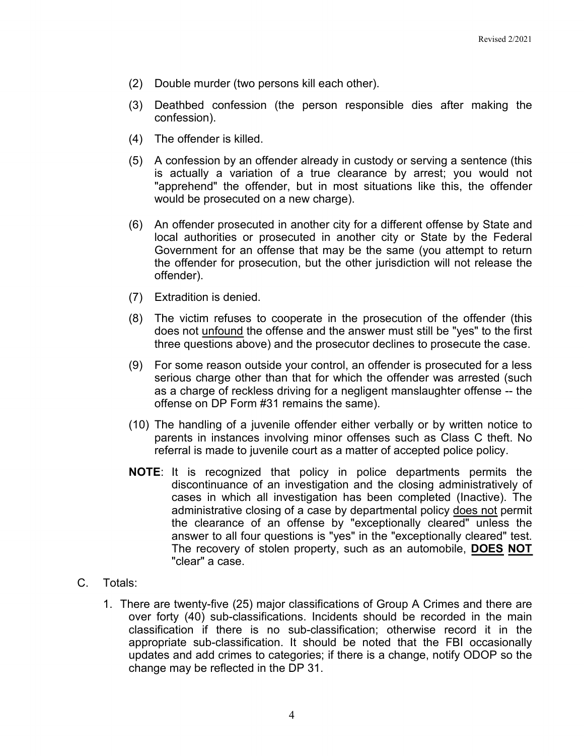(2) Double murder (two persons kill each other).

(3) Deathbed confession (the person responsible dies after making the confession).

(4) The offender is killed.

(5) A confession by an offender already in custody or serving a sentence (this is actually a variation of a true clearance by arrest; you would not "apprehend" the offender, but in most situations like this, the offender would be prosecuted on a new charge).

(6) An offender prosecuted in another city for a different offense by State and local authorities or prosecuted in another city or State by the Federal Government for an offense that may be the same (you attempt to return the offender for prosecution, but the other jurisdiction will not release the offender).

(7) Extradition is denied.

(8) The victim refuses to cooperate in the prosecution of the offender (this does not unfound the offense and the answer must still be "yes" to the first three questions above) and the prosecutor declines to prosecute the case.

(9) For some reason outside your control, an offender is prosecuted for a less serious charge other than that for which the offender was arrested (such as a charge of reckless driving for a negligent manslaughter offense -- the offense on DP Form #31 remains the same).

(10) The handling of a juvenile offender either verbally or by written notice to parents in instances involving minor offenses such as Class C theft. No referral is made to juvenile court as a matter of accepted police policy.

**NOTE**: It is recognized that policy in police departments permits the discontinuance of an investigation and the closing administratively of cases in which all investigation has been completed (Inactive). The administrative closing of a case by departmental policy does not permit the clearance of an offense by "exceptionally cleared" unless the answer to all four questions is "yes" in the "exceptionally cleared" test. The recovery of stolen property, such as an automobile, **DOES NOT** "clear" a case.

C. Totals:

1. There are twenty-five (25) major classifications of Group A Crimes and there are over forty (40) sub-classifications. Incidents should be recorded in the main classification if there is no sub-classification; otherwise record it in the appropriate sub-classification. It should be noted that the FBI occasionally updates and add crimes to categories; if there is a change, notify ODOP so the change may be reflected in the DP 31.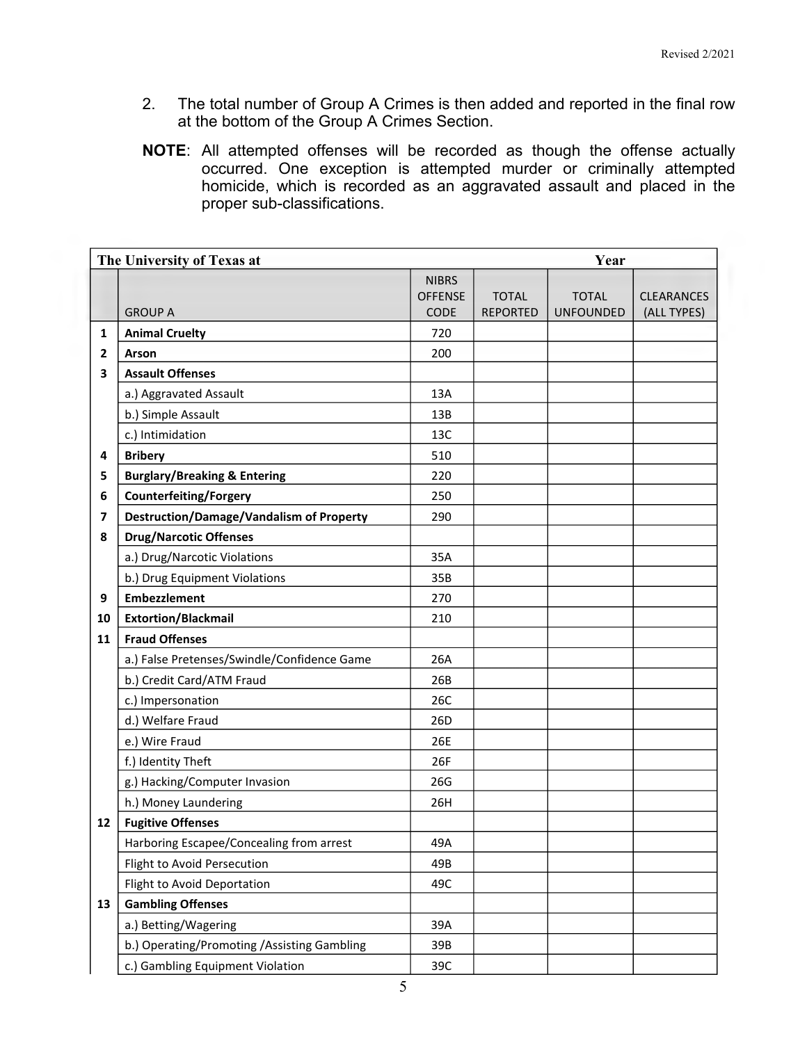2. The total number of Group A Crimes is then added and reported in the final row at the bottom of the Group A Crimes Section.

**NOTE**: All attempted offenses will be recorded as though the offense actually occurred. One exception is attempted murder or criminally attempted homicide, which is recorded as an aggravated assault and placed in the proper sub-classifications.

| **The University of Texas at** | | **Year** | | | |
|---|---|---|---|---|---|
| | GROUP A | NIBRS OFFENSE CODE | TOTAL REPORTED | TOTAL UNFOUNDED | CLEARANCES (ALL TYPES) |
| **1** | **Animal Cruelty** | 720 | | | |
| **2** | **Arson** | 200 | | | |
| **3** | **Assault Offenses** | | | | |
| | a.) Aggravated Assault | 13A | | | |
| | b.) Simple Assault | 13B | | | |
| | c.) Intimidation | 13C | | | |
| **4** | **Bribery** | 510 | | | |
| **5** | **Burglary/Breaking & Entering** | 220 | | | |
| **6** | **Counterfeiting/Forgery** | 250 | | | |
| **7** | **Destruction/Damage/Vandalism of Property** | 290 | | | |
| **8** | **Drug/Narcotic Offenses** | | | | |
| | a.) Drug/Narcotic Violations | 35A | | | |
| | b.) Drug Equipment Violations | 35B | | | |
| **9** | **Embezzlement** | 270 | | | |
| **10** | **Extortion/Blackmail** | 210 | | | |
| **11** | **Fraud Offenses** | | | | |
| | a.) False Pretenses/Swindle/Confidence Game | 26A | | | |
| | b.) Credit Card/ATM Fraud | 26B | | | |
| | c.) Impersonation | 26C | | | |
| | d.) Welfare Fraud | 26D | | | |
| | e.) Wire Fraud | 26E | | | |
| | f.) Identity Theft | 26F | | | |
| | g.) Hacking/Computer Invasion | 26G | | | |
| | h.) Money Laundering | 26H | | | |
| **12** | **Fugitive Offenses** | | | | |
| | Harboring Escapee/Concealing from arrest | 49A | | | |
| | Flight to Avoid Persecution | 49B | | | |
| | Flight to Avoid Deportation | 49C | | | |
| **13** | **Gambling Offenses** | | | | |
| | a.) Betting/Wagering | 39A | | | |
| | b.) Operating/Promoting /Assisting Gambling | 39B | | | |
| | c.) Gambling Equipment Violation | 39C | | | |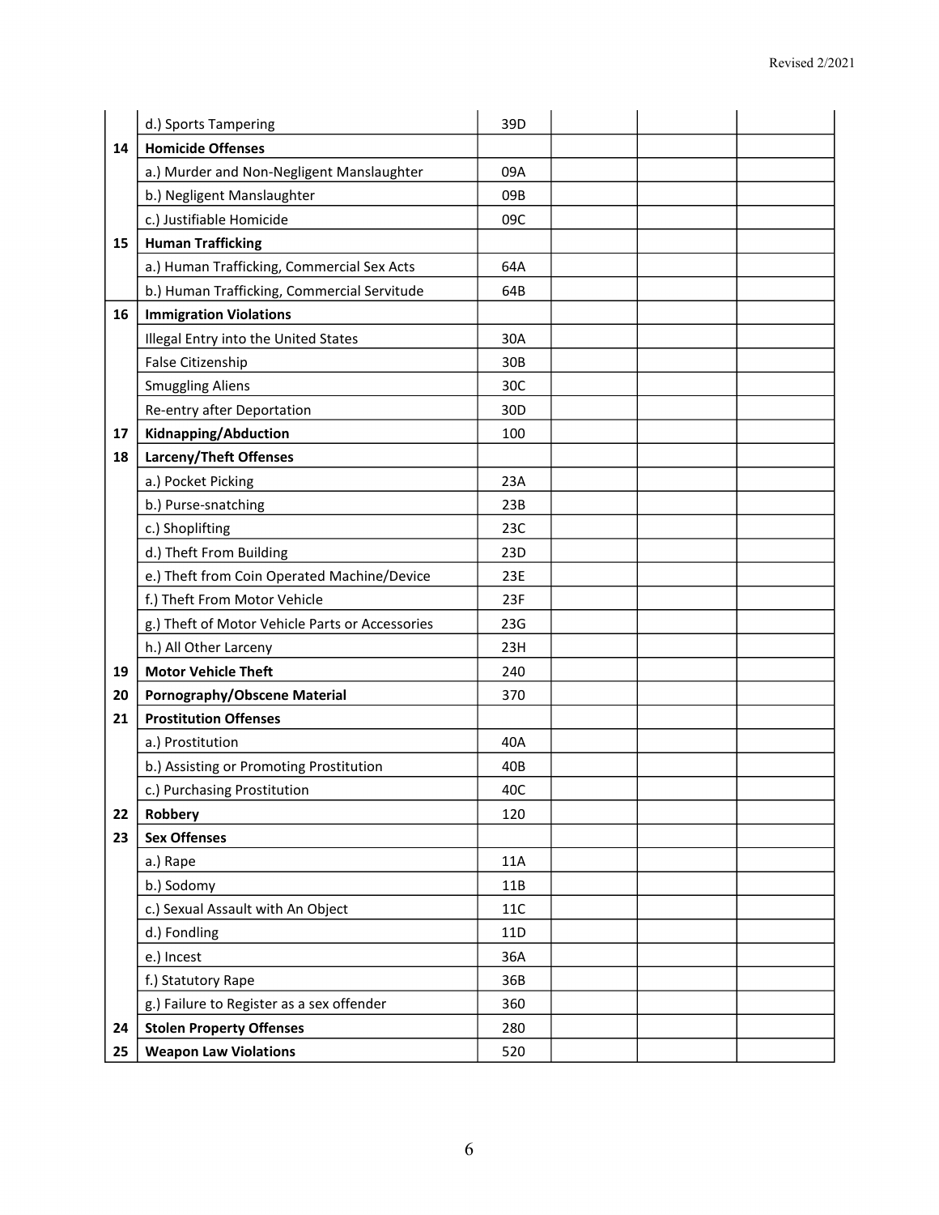| | | | | | |
|---|---|---|---|---|---|
| | d.) Sports Tampering | 39D | | | |
| **14** | **Homicide Offenses** | | | | |
| | a.) Murder and Non-Negligent Manslaughter | 09A | | | |
| | b.) Negligent Manslaughter | 09B | | | |
| | c.) Justifiable Homicide | 09C | | | |
| **15** | **Human Trafficking** | | | | |
| | a.) Human Trafficking, Commercial Sex Acts | 64A | | | |
| | b.) Human Trafficking, Commercial Servitude | 64B | | | |
| **16** | **Immigration Violations** | | | | |
| | Illegal Entry into the United States | 30A | | | |
| | False Citizenship | 30B | | | |
| | Smuggling Aliens | 30C | | | |
| | Re-entry after Deportation | 30D | | | |
| **17** | **Kidnapping/Abduction** | 100 | | | |
| **18** | **Larceny/Theft Offenses** | | | | |
| | a.) Pocket Picking | 23A | | | |
| | b.) Purse-snatching | 23B | | | |
| | c.) Shoplifting | 23C | | | |
| | d.) Theft From Building | 23D | | | |
| | e.) Theft from Coin Operated Machine/Device | 23E | | | |
| | f.) Theft From Motor Vehicle | 23F | | | |
| | g.) Theft of Motor Vehicle Parts or Accessories | 23G | | | |
| | h.) All Other Larceny | 23H | | | |
| **19** | **Motor Vehicle Theft** | 240 | | | |
| **20** | **Pornography/Obscene Material** | 370 | | | |
| **21** | **Prostitution Offenses** | | | | |
| | a.) Prostitution | 40A | | | |
| | b.) Assisting or Promoting Prostitution | 40B | | | |
| | c.) Purchasing Prostitution | 40C | | | |
| **22** | **Robbery** | 120 | | | |
| **23** | **Sex Offenses** | | | | |
| | a.) Rape | 11A | | | |
| | b.) Sodomy | 11B | | | |
| | c.) Sexual Assault with An Object | 11C | | | |
| | d.) Fondling | 11D | | | |
| | e.) Incest | 36A | | | |
| | f.) Statutory Rape | 36B | | | |
| | g.) Failure to Register as a sex offender | 360 | | | |
| **24** | **Stolen Property Offenses** | 280 | | | |
| **25** | **Weapon Law Violations** | 520 | | | |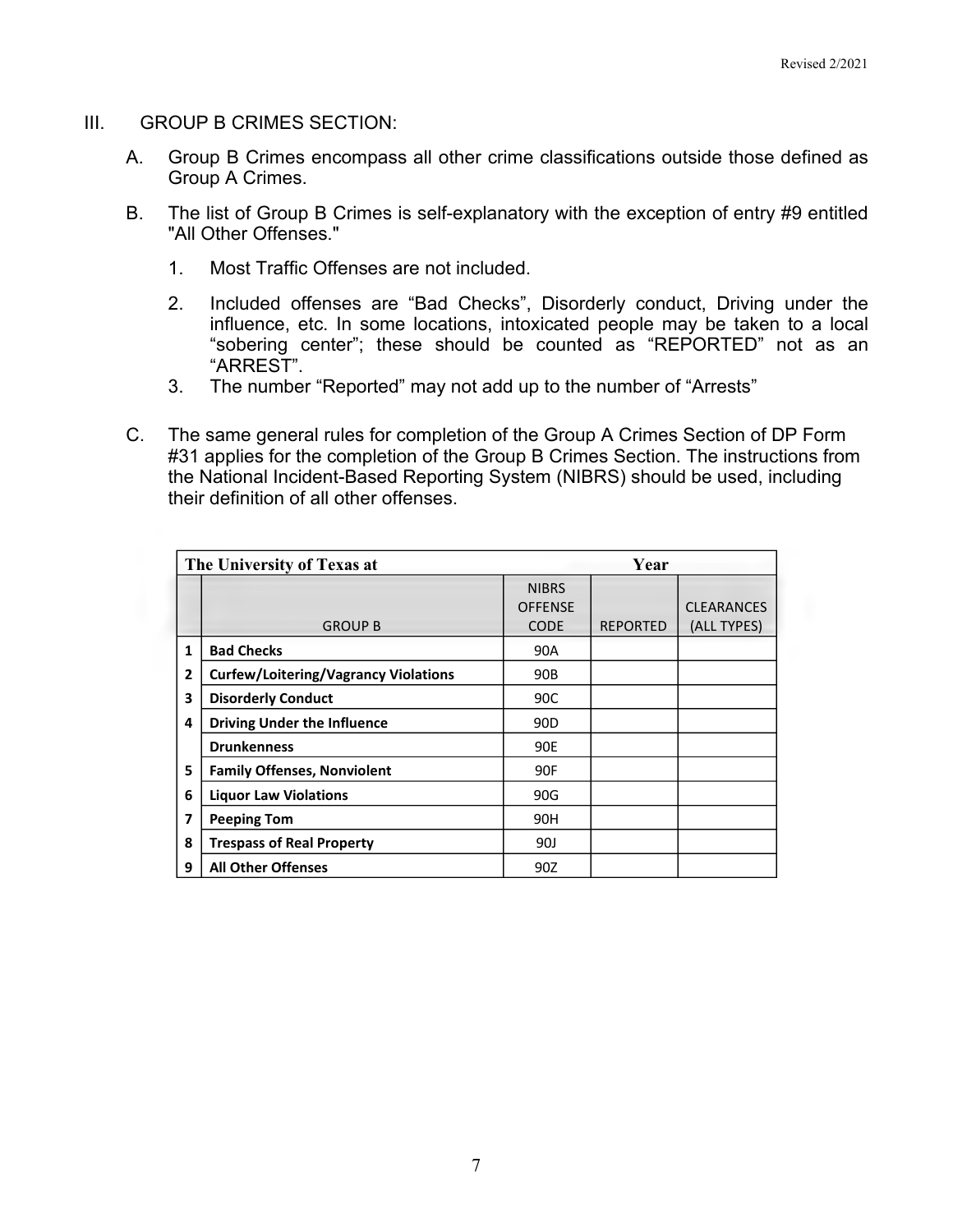III. GROUP B CRIMES SECTION:

A. Group B Crimes encompass all other crime classifications outside those defined as Group A Crimes.

B. The list of Group B Crimes is self-explanatory with the exception of entry #9 entitled "All Other Offenses."

1. Most Traffic Offenses are not included.
2. Included offenses are "Bad Checks", Disorderly conduct, Driving under the influence, etc. In some locations, intoxicated people may be taken to a local "sobering center"; these should be counted as "REPORTED" not as an "ARREST".
3. The number "Reported" may not add up to the number of "Arrests"

C. The same general rules for completion of the Group A Crimes Section of DP Form #31 applies for the completion of the Group B Crimes Section. The instructions from the National Incident-Based Reporting System (NIBRS) should be used, including their definition of all other offenses.

| **The University of Texas at** | | **Year** | | |
|---|---|---|---|---|
| | GROUP B | NIBRS OFFENSE CODE | REPORTED | CLEARANCES (ALL TYPES) |
| 1 | **Bad Checks** | 90A | | |
| 2 | **Curfew/Loitering/Vagrancy Violations** | 90B | | |
| 3 | **Disorderly Conduct** | 90C | | |
| 4 | **Driving Under the Influence** | 90D | | |
| | **Drunkenness** | 90E | | |
| 5 | **Family Offenses, Nonviolent** | 90F | | |
| 6 | **Liquor Law Violations** | 90G | | |
| 7 | **Peeping Tom** | 90H | | |
| 8 | **Trespass of Real Property** | 90J | | |
| 9 | **All Other Offenses** | 90Z | | |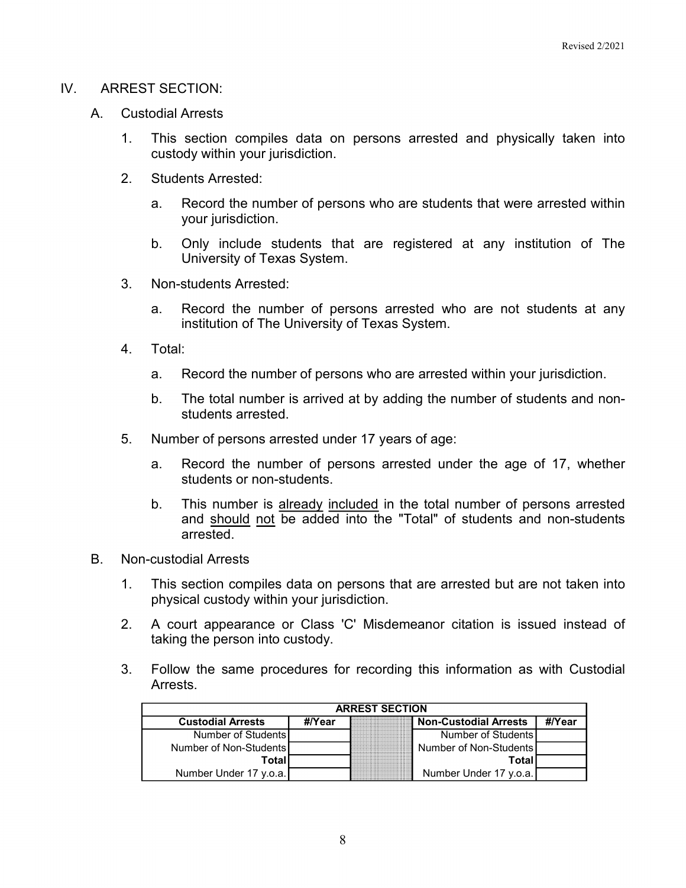## IV. ARREST SECTION:

### A. Custodial Arrests

1. This section compiles data on persons arrested and physically taken into custody within your jurisdiction.
2. Students Arrested:
   a. Record the number of persons who are students that were arrested within your jurisdiction.
   b. Only include students that are registered at any institution of The University of Texas System.
3. Non-students Arrested:
   a. Record the number of persons arrested who are not students at any institution of The University of Texas System.
4. Total:
   a. Record the number of persons who are arrested within your jurisdiction.
   b. The total number is arrived at by adding the number of students and non-students arrested.
5. Number of persons arrested under 17 years of age:
   a. Record the number of persons arrested under the age of 17, whether students or non-students.
   b. This number is already included in the total number of persons arrested and should not be added into the "Total" of students and non-students arrested.

### B. Non-custodial Arrests

1. This section compiles data on persons that are arrested but are not taken into physical custody within your jurisdiction.
2. A court appearance or Class 'C' Misdemeanor citation is issued instead of taking the person into custody.
3. Follow the same procedures for recording this information as with Custodial Arrests.

| ARREST SECTION | | | | |
|---|---|---|---|---|
| **Custodial Arrests** | **#/Year** | | **Non-Custodial Arrests** | **#/Year** |
| Number of Students | | | Number of Students | |
| Number of Non-Students | | | Number of Non-Students | |
| **Total** | | | **Total** | |
| Number Under 17 y.o.a. | | | Number Under 17 y.o.a. | |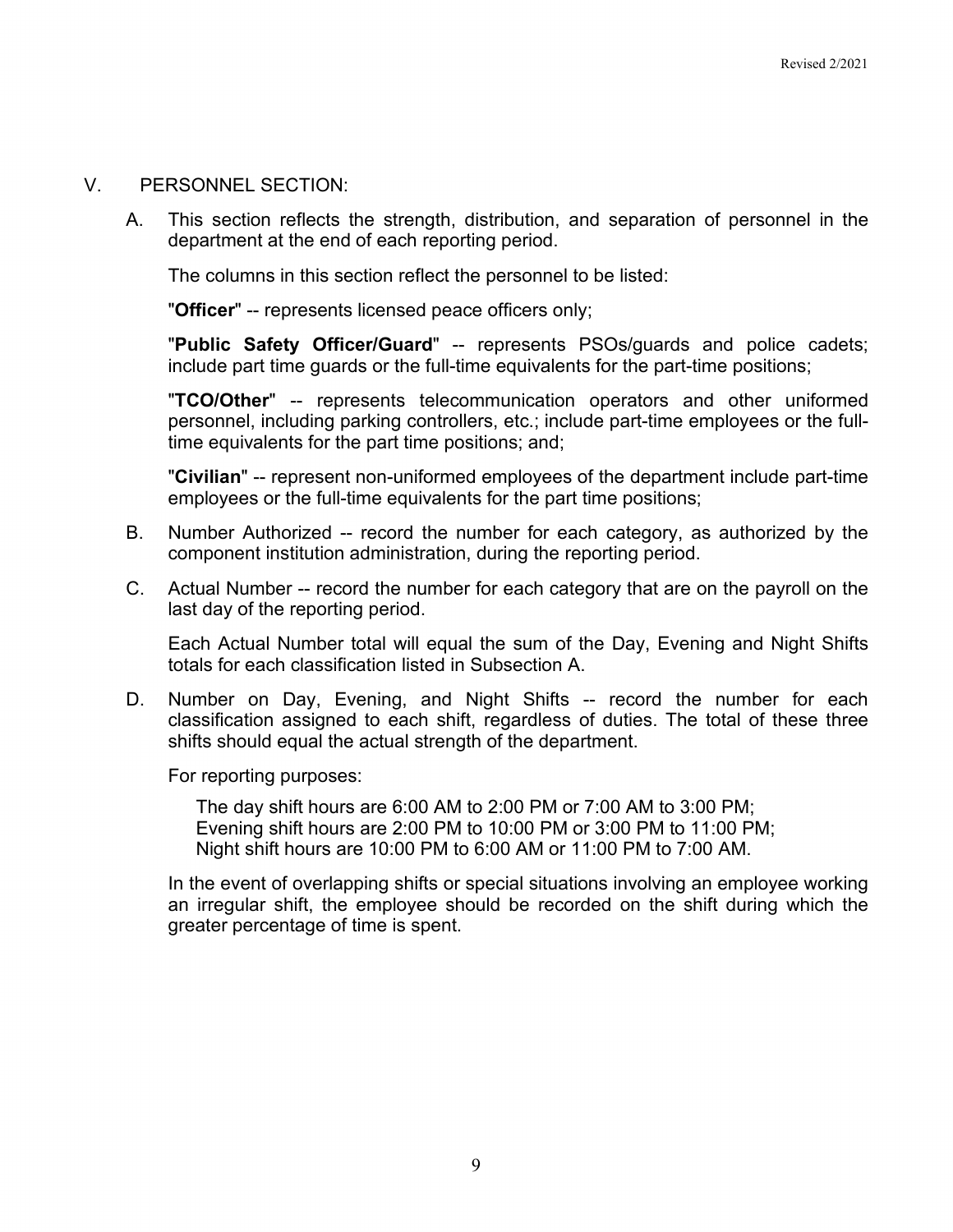## V. PERSONNEL SECTION:

A. This section reflects the strength, distribution, and separation of personnel in the department at the end of each reporting period.

The columns in this section reflect the personnel to be listed:

"**Officer**" -- represents licensed peace officers only;

"**Public Safety Officer/Guard**" -- represents PSOs/guards and police cadets; include part time guards or the full-time equivalents for the part-time positions;

"**TCO/Other**" -- represents telecommunication operators and other uniformed personnel, including parking controllers, etc.; include part-time employees or the full-time equivalents for the part time positions; and;

"**Civilian**" -- represent non-uniformed employees of the department include part-time employees or the full-time equivalents for the part time positions;

B. Number Authorized -- record the number for each category, as authorized by the component institution administration, during the reporting period.

C. Actual Number -- record the number for each category that are on the payroll on the last day of the reporting period.

Each Actual Number total will equal the sum of the Day, Evening and Night Shifts totals for each classification listed in Subsection A.

D. Number on Day, Evening, and Night Shifts -- record the number for each classification assigned to each shift, regardless of duties. The total of these three shifts should equal the actual strength of the department.

For reporting purposes:

The day shift hours are 6:00 AM to 2:00 PM or 7:00 AM to 3:00 PM;
Evening shift hours are 2:00 PM to 10:00 PM or 3:00 PM to 11:00 PM;
Night shift hours are 10:00 PM to 6:00 AM or 11:00 PM to 7:00 AM.

In the event of overlapping shifts or special situations involving an employee working an irregular shift, the employee should be recorded on the shift during which the greater percentage of time is spent.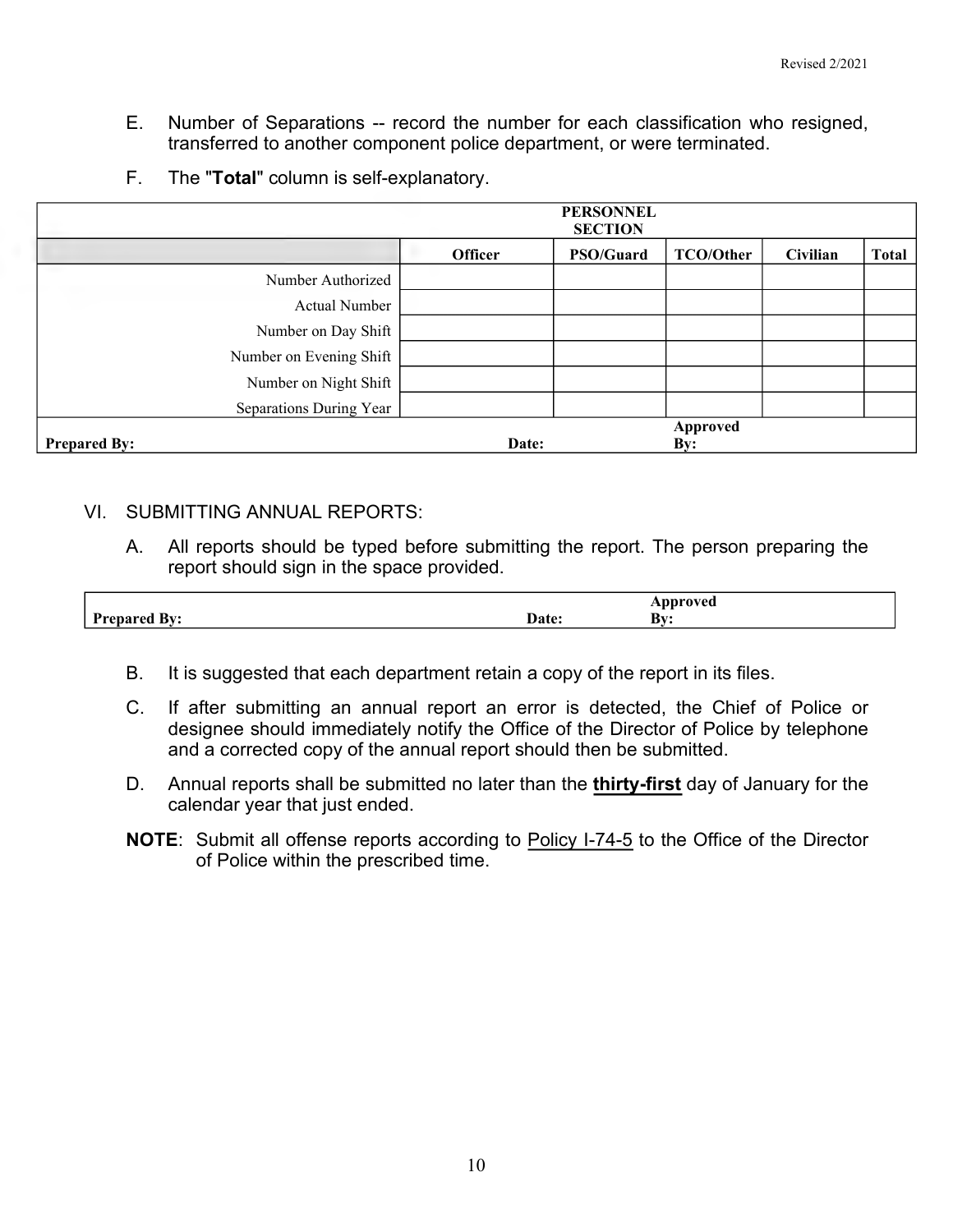E. Number of Separations -- record the number for each classification who resigned, transferred to another component police department, or were terminated.

F. The "**Total**" column is self-explanatory.

| PERSONNEL SECTION | | | | | |
|---|---|---|---|---|---|
| | **Officer** | **PSO/Guard** | **TCO/Other** | **Civilian** | **Total** |
| Number Authorized | | | | | |
| Actual Number | | | | | |
| Number on Day Shift | | | | | |
| Number on Evening Shift | | | | | |
| Number on Night Shift | | | | | |
| Separations During Year | | | | | |
| **Prepared By:** | **Date:** | | **Approved By:** | | |

VI. SUBMITTING ANNUAL REPORTS:

A. All reports should be typed before submitting the report. The person preparing the report should sign in the space provided.

| | | |
|---|---|---|
| **Prepared By:** | **Date:** | **Approved By:** |

B. It is suggested that each department retain a copy of the report in its files.

C. If after submitting an annual report an error is detected, the Chief of Police or designee should immediately notify the Office of the Director of Police by telephone and a corrected copy of the annual report should then be submitted.

D. Annual reports shall be submitted no later than the **thirty-first** day of January for the calendar year that just ended.

**NOTE**: Submit all offense reports according to Policy I-74-5 to the Office of the Director of Police within the prescribed time.